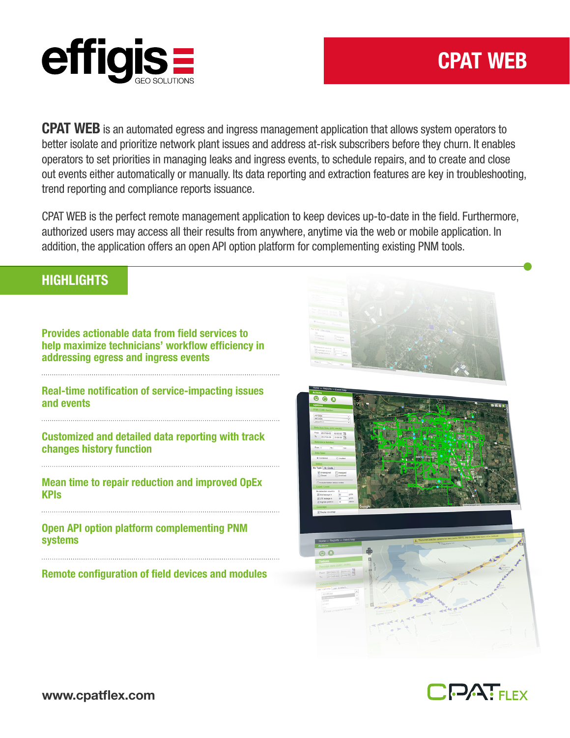# CPAT WEB

**CPAT WEB** is an automated egress and ingress management application that allows system operators to better isolate and prioritize network plant issues and address at-risk subscribers before they churn. It enables operators to set priorities in managing leaks and ingress events, to schedule repairs, and to create and close out events either automatically or manually. Its data reporting and extraction features are key in troubleshooting, trend reporting and compliance reports issuance.

CPAT WEB is the perfect remote management application to keep devices up-to-date in the field. Furthermore, authorized users may access all their results from anywhere, anytime via the web or mobile application. In addition, the application offers an open API option platform for complementing existing PNM tools.

## HIGHLIGHTS

**Provides actionable data from field services to help maximize technicians' workflow efficiency in addressing egress and ingress events**

**Real-time notification of service-impacting issues and events**

**Customized and detailed data reporting with track changes history function**

**Mean time to repair reduction and improved OpEx KPIs**

**Open API option platform complementing PNM systems**

**Remote configuration of field devices and modules**

www.cpatflex.com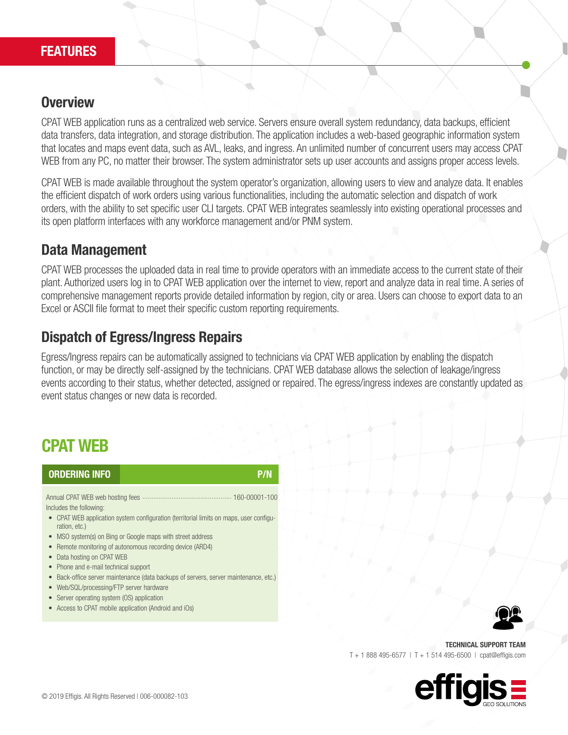## FEATURES

### Overview

CPAT WEB application runs as a centralized web service. Servers ensure overall system redundancy, data backups, efficient data transfers, data integration, and storage distribution. The application includes a web-based geographic information system that locates and maps event data, such as AVL, leaks, and ingress. An unlimited number of concurrent users may access CPAT WEB from any PC, no matter their browser. The system administrator sets up user accounts and assigns proper access levels.

CPAT WEB is made available throughout the system operator's organization, allowing users to view and analyze data. It enables the efficient dispatch of work orders using various functionalities, including the automatic selection and dispatch of work orders, with the ability to set specific user CLI targets. CPAT WEB integrates seamlessly into existing operational processes and its open platform interfaces with any workforce management and/or PNM system.

### Data Management

CPAT WEB processes the uploaded data in real time to provide operators with an immediate access to the current state of their plant. Authorized users log in to CPAT WEB application over the internet to view, report and analyze data in real time. A series of comprehensive management reports provide detailed information by region, city or area. Users can choose to export data to an Excel or ASCII file format to meet their specific custom reporting requirements.

### Dispatch of Egress/Ingress Repairs

Egress/Ingress repairs can be automatically assigned to technicians via CPAT WEB application by enabling the dispatch function, or may be directly self-assigned by the technicians. CPAT WEB database allows the selection of leakage/ingress events according to their status, whether detected, assigned or repaired. The egress/ingress indexes are constantly updated as event status changes or new data is recorded.

## CPAT WEB

| ORDERING INFO | P/N |
| --- | --- |
| Annual CPAT WEB web hosting fees | 160-00001-100 |

Includes the following:

- CPAT WEB application system configuration (territorial limits on maps, user configuration, etc.)
- MSO system(s) on Bing or Google maps with street address
- Remote monitoring of autonomous recording device (ARD4)
- Data hosting on CPAT WEB
- Phone and e-mail technical support
- Back-office server maintenance (data backups of servers, server maintenance, etc.)
- Web/SQL/processing/FTP server hardware
- Server operating system (OS) application
- Access to CPAT mobile application (Android and iOs)

**TECHNICAL SUPPORT TEAM**
T + 1 888 495-6577 | T + 1 514 495-6500 | cpat@effigis.com

effigis GEO SOLUTIONS

© 2019 Effigis. All Rights Reserved | 006-000082-103